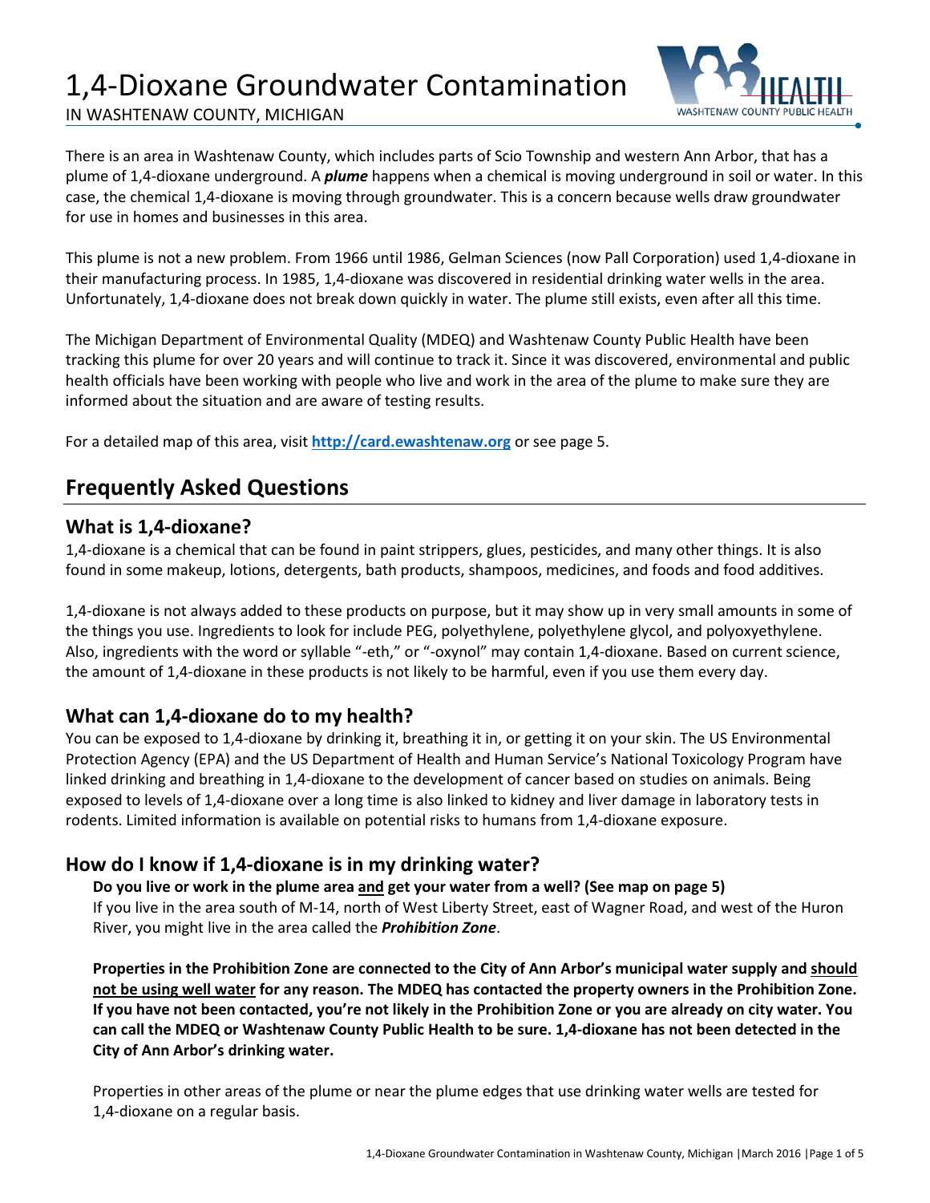# 1,4-Dioxane Groundwater Contamination

IN WASHTENAW COUNTY, MICHIGAN

There is an area in Washtenaw County, which includes parts of Scio Township and western Ann Arbor, that has a plume of 1,4-dioxane underground. A ***plume*** happens when a chemical is moving underground in soil or water. In this case, the chemical 1,4-dioxane is moving through groundwater. This is a concern because wells draw groundwater for use in homes and businesses in this area.

This plume is not a new problem. From 1966 until 1986, Gelman Sciences (now Pall Corporation) used 1,4-dioxane in their manufacturing process. In 1985, 1,4-dioxane was discovered in residential drinking water wells in the area. Unfortunately, 1,4-dioxane does not break down quickly in water. The plume still exists, even after all this time.

The Michigan Department of Environmental Quality (MDEQ) and Washtenaw County Public Health have been tracking this plume for over 20 years and will continue to track it. Since it was discovered, environmental and public health officials have been working with people who live and work in the area of the plume to make sure they are informed about the situation and are aware of testing results.

For a detailed map of this area, visit **http://card.ewashtenaw.org** or see page 5.

## Frequently Asked Questions

### What is 1,4-dioxane?

1,4-dioxane is a chemical that can be found in paint strippers, glues, pesticides, and many other things. It is also found in some makeup, lotions, detergents, bath products, shampoos, medicines, and foods and food additives.

1,4-dioxane is not always added to these products on purpose, but it may show up in very small amounts in some of the things you use. Ingredients to look for include PEG, polyethylene, polyethylene glycol, and polyoxyethylene. Also, ingredients with the word or syllable "-eth," or "-oxynol" may contain 1,4-dioxane. Based on current science, the amount of 1,4-dioxane in these products is not likely to be harmful, even if you use them every day.

### What can 1,4-dioxane do to my health?

You can be exposed to 1,4-dioxane by drinking it, breathing it in, or getting it on your skin. The US Environmental Protection Agency (EPA) and the US Department of Health and Human Service's National Toxicology Program have linked drinking and breathing in 1,4-dioxane to the development of cancer based on studies on animals. Being exposed to levels of 1,4-dioxane over a long time is also linked to kidney and liver damage in laboratory tests in rodents. Limited information is available on potential risks to humans from 1,4-dioxane exposure.

### How do I know if 1,4-dioxane is in my drinking water?

**Do you live or work in the plume area and get your water from a well? (See map on page 5)**

If you live in the area south of M-14, north of West Liberty Street, east of Wagner Road, and west of the Huron River, you might live in the area called the ***Prohibition Zone***.

**Properties in the Prohibition Zone are connected to the City of Ann Arbor's municipal water supply and should not be using well water for any reason. The MDEQ has contacted the property owners in the Prohibition Zone. If you have not been contacted, you're not likely in the Prohibition Zone or you are already on city water. You can call the MDEQ or Washtenaw County Public Health to be sure. 1,4-dioxane has not been detected in the City of Ann Arbor's drinking water.**

Properties in other areas of the plume or near the plume edges that use drinking water wells are tested for 1,4-dioxane on a regular basis.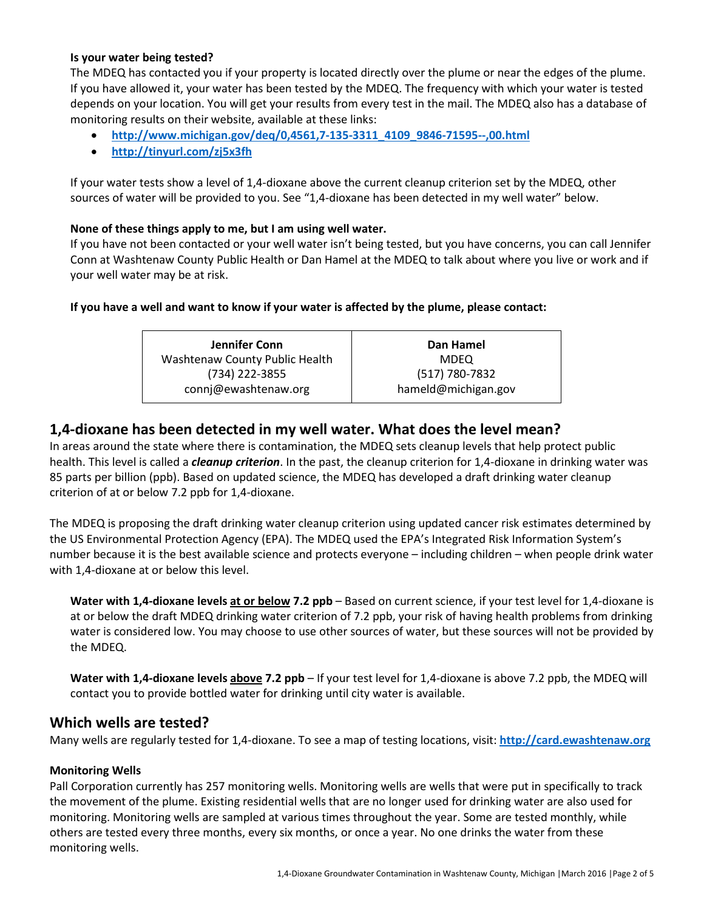**Is your water being tested?**

The MDEQ has contacted you if your property is located directly over the plume or near the edges of the plume. If you have allowed it, your water has been tested by the MDEQ. The frequency with which your water is tested depends on your location. You will get your results from every test in the mail. The MDEQ also has a database of monitoring results on their website, available at these links:

- **http://www.michigan.gov/deq/0,4561,7-135-3311_4109_9846-71595--,00.html**
- **http://tinyurl.com/zj5x3fh**

If your water tests show a level of 1,4-dioxane above the current cleanup criterion set by the MDEQ, other sources of water will be provided to you. See "1,4-dioxane has been detected in my well water" below.

**None of these things apply to me, but I am using well water.**

If you have not been contacted or your well water isn't being tested, but you have concerns, you can call Jennifer Conn at Washtenaw County Public Health or Dan Hamel at the MDEQ to talk about where you live or work and if your well water may be at risk.

**If you have a well and want to know if your water is affected by the plume, please contact:**

| **Jennifer Conn** | **Dan Hamel** |
|---|---|
| Washtenaw County Public Health | MDEQ |
| (734) 222-3855 | (517) 780-7832 |
| connj@ewashtenaw.org | hameld@michigan.gov |

## 1,4-dioxane has been detected in my well water. What does the level mean?

In areas around the state where there is contamination, the MDEQ sets cleanup levels that help protect public health. This level is called a ***cleanup criterion***. In the past, the cleanup criterion for 1,4-dioxane in drinking water was 85 parts per billion (ppb). Based on updated science, the MDEQ has developed a draft drinking water cleanup criterion of at or below 7.2 ppb for 1,4-dioxane.

The MDEQ is proposing the draft drinking water cleanup criterion using updated cancer risk estimates determined by the US Environmental Protection Agency (EPA). The MDEQ used the EPA's Integrated Risk Information System's number because it is the best available science and protects everyone – including children – when people drink water with 1,4-dioxane at or below this level.

**Water with 1,4-dioxane levels at or below 7.2 ppb** – Based on current science, if your test level for 1,4-dioxane is at or below the draft MDEQ drinking water criterion of 7.2 ppb, your risk of having health problems from drinking water is considered low. You may choose to use other sources of water, but these sources will not be provided by the MDEQ.

**Water with 1,4-dioxane levels above 7.2 ppb** – If your test level for 1,4-dioxane is above 7.2 ppb, the MDEQ will contact you to provide bottled water for drinking until city water is available.

## Which wells are tested?

Many wells are regularly tested for 1,4-dioxane. To see a map of testing locations, visit: **http://card.ewashtenaw.org**

**Monitoring Wells**

Pall Corporation currently has 257 monitoring wells. Monitoring wells are wells that were put in specifically to track the movement of the plume. Existing residential wells that are no longer used for drinking water are also used for monitoring. Monitoring wells are sampled at various times throughout the year. Some are tested monthly, while others are tested every three months, every six months, or once a year. No one drinks the water from these monitoring wells.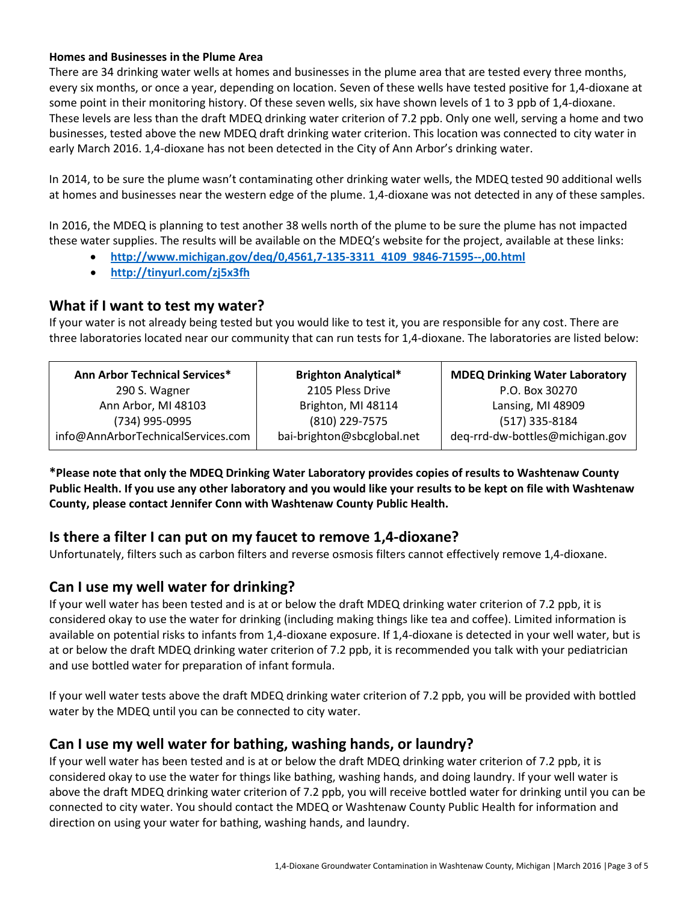**Homes and Businesses in the Plume Area**

There are 34 drinking water wells at homes and businesses in the plume area that are tested every three months, every six months, or once a year, depending on location. Seven of these wells have tested positive for 1,4-dioxane at some point in their monitoring history. Of these seven wells, six have shown levels of 1 to 3 ppb of 1,4-dioxane. These levels are less than the draft MDEQ drinking water criterion of 7.2 ppb. Only one well, serving a home and two businesses, tested above the new MDEQ draft drinking water criterion. This location was connected to city water in early March 2016. 1,4-dioxane has not been detected in the City of Ann Arbor's drinking water.

In 2014, to be sure the plume wasn't contaminating other drinking water wells, the MDEQ tested 90 additional wells at homes and businesses near the western edge of the plume. 1,4-dioxane was not detected in any of these samples.

In 2016, the MDEQ is planning to test another 38 wells north of the plume to be sure the plume has not impacted these water supplies. The results will be available on the MDEQ's website for the project, available at these links:

- **http://www.michigan.gov/deq/0,4561,7-135-3311_4109_9846-71595--,00.html**
- **http://tinyurl.com/zj5x3fh**

## What if I want to test my water?

If your water is not already being tested but you would like to test it, you are responsible for any cost. There are three laboratories located near our community that can run tests for 1,4-dioxane. The laboratories are listed below:

| **Ann Arbor Technical Services*** | **Brighton Analytical*** | **MDEQ Drinking Water Laboratory** |
|---|---|---|
| 290 S. Wagner | 2105 Pless Drive | P.O. Box 30270 |
| Ann Arbor, MI 48103 | Brighton, MI 48114 | Lansing, MI 48909 |
| (734) 995-0995 | (810) 229-7575 | (517) 335-8184 |
| info@AnnArborTechnicalServices.com | bai-brighton@sbcglobal.net | deq-rrd-dw-bottles@michigan.gov |

**\*Please note that only the MDEQ Drinking Water Laboratory provides copies of results to Washtenaw County Public Health. If you use any other laboratory and you would like your results to be kept on file with Washtenaw County, please contact Jennifer Conn with Washtenaw County Public Health.**

## Is there a filter I can put on my faucet to remove 1,4-dioxane?

Unfortunately, filters such as carbon filters and reverse osmosis filters cannot effectively remove 1,4-dioxane.

## Can I use my well water for drinking?

If your well water has been tested and is at or below the draft MDEQ drinking water criterion of 7.2 ppb, it is considered okay to use the water for drinking (including making things like tea and coffee). Limited information is available on potential risks to infants from 1,4-dioxane exposure. If 1,4-dioxane is detected in your well water, but is at or below the draft MDEQ drinking water criterion of 7.2 ppb, it is recommended you talk with your pediatrician and use bottled water for preparation of infant formula.

If your well water tests above the draft MDEQ drinking water criterion of 7.2 ppb, you will be provided with bottled water by the MDEQ until you can be connected to city water.

## Can I use my well water for bathing, washing hands, or laundry?

If your well water has been tested and is at or below the draft MDEQ drinking water criterion of 7.2 ppb, it is considered okay to use the water for things like bathing, washing hands, and doing laundry. If your well water is above the draft MDEQ drinking water criterion of 7.2 ppb, you will receive bottled water for drinking until you can be connected to city water. You should contact the MDEQ or Washtenaw County Public Health for information and direction on using your water for bathing, washing hands, and laundry.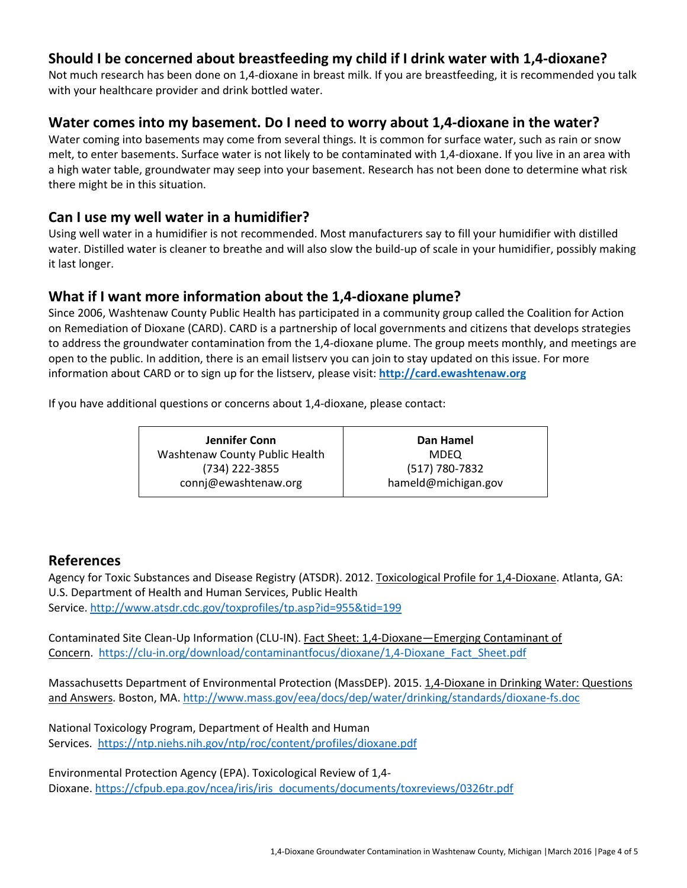## Should I be concerned about breastfeeding my child if I drink water with 1,4-dioxane?

Not much research has been done on 1,4-dioxane in breast milk. If you are breastfeeding, it is recommended you talk with your healthcare provider and drink bottled water.

## Water comes into my basement. Do I need to worry about 1,4-dioxane in the water?

Water coming into basements may come from several things. It is common for surface water, such as rain or snow melt, to enter basements. Surface water is not likely to be contaminated with 1,4-dioxane. If you live in an area with a high water table, groundwater may seep into your basement. Research has not been done to determine what risk there might be in this situation.

## Can I use my well water in a humidifier?

Using well water in a humidifier is not recommended. Most manufacturers say to fill your humidifier with distilled water. Distilled water is cleaner to breathe and will also slow the build-up of scale in your humidifier, possibly making it last longer.

## What if I want more information about the 1,4-dioxane plume?

Since 2006, Washtenaw County Public Health has participated in a community group called the Coalition for Action on Remediation of Dioxane (CARD). CARD is a partnership of local governments and citizens that develops strategies to address the groundwater contamination from the 1,4-dioxane plume. The group meets monthly, and meetings are open to the public. In addition, there is an email listserv you can join to stay updated on this issue. For more information about CARD or to sign up for the listserv, please visit: **http://card.ewashtenaw.org**

If you have additional questions or concerns about 1,4-dioxane, please contact:

| **Jennifer Conn** | **Dan Hamel** |
|---|---|
| Washtenaw County Public Health | MDEQ |
| (734) 222-3855 | (517) 780-7832 |
| connj@ewashtenaw.org | hameld@michigan.gov |

## References

Agency for Toxic Substances and Disease Registry (ATSDR). 2012. Toxicological Profile for 1,4-Dioxane. Atlanta, GA: U.S. Department of Health and Human Services, Public Health Service. http://www.atsdr.cdc.gov/toxprofiles/tp.asp?id=955&tid=199

Contaminated Site Clean-Up Information (CLU-IN). Fact Sheet: 1,4-Dioxane—Emerging Contaminant of Concern. https://clu-in.org/download/contaminantfocus/dioxane/1,4-Dioxane_Fact_Sheet.pdf

Massachusetts Department of Environmental Protection (MassDEP). 2015. 1,4-Dioxane in Drinking Water: Questions and Answers. Boston, MA. http://www.mass.gov/eea/docs/dep/water/drinking/standards/dioxane-fs.doc

National Toxicology Program, Department of Health and Human Services. https://ntp.niehs.nih.gov/ntp/roc/content/profiles/dioxane.pdf

Environmental Protection Agency (EPA). Toxicological Review of 1,4-Dioxane. https://cfpub.epa.gov/ncea/iris/iris_documents/documents/toxreviews/0326tr.pdf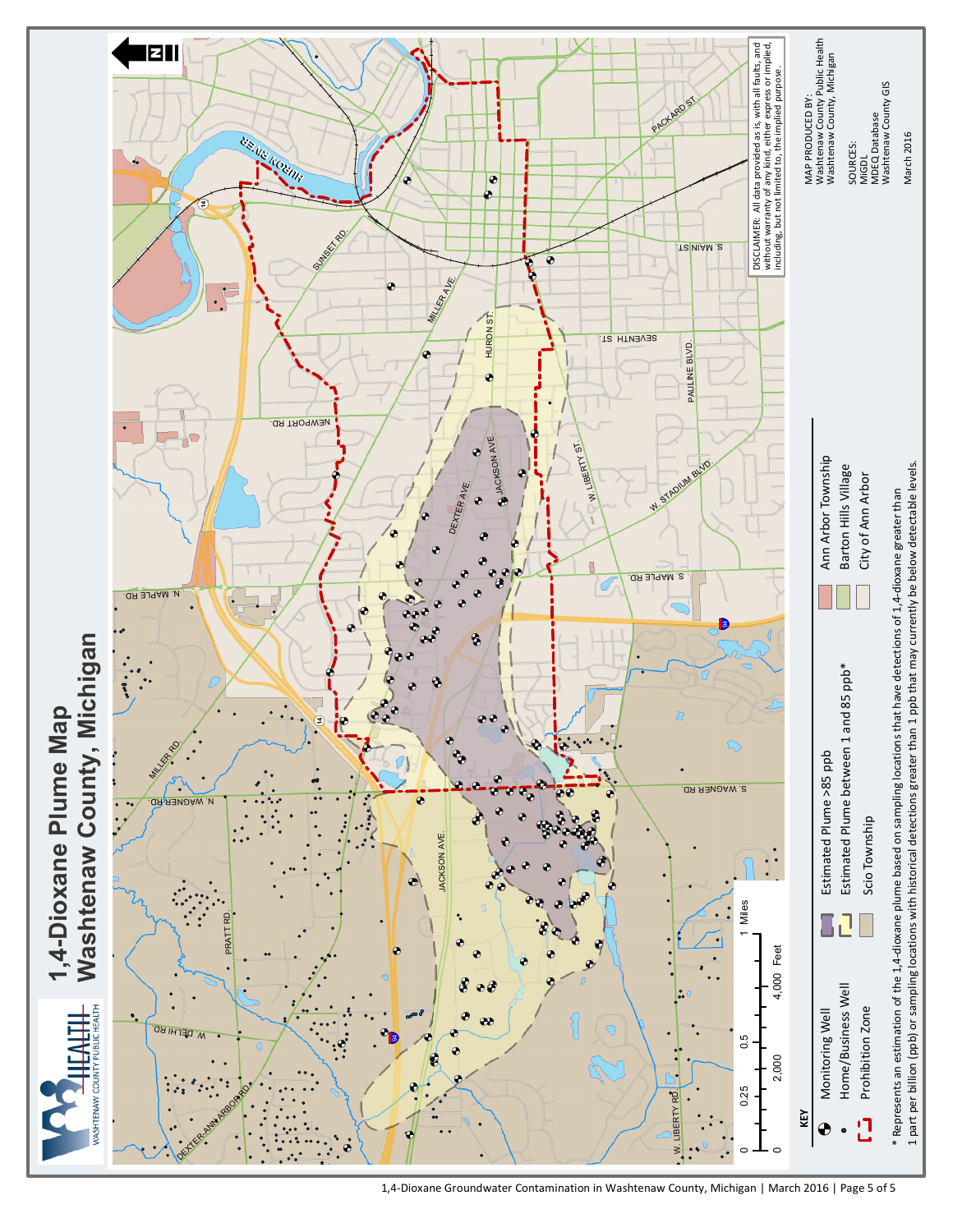# 1,4-Dioxane Plume Map
## Washtenaw County, Michigan

WASHTENAW COUNTY PUBLIC HEALTH

HURON RIVER
SUNSET RD.
MILLER AVE.
HURON ST.
PACKARD ST.
S. MAIN ST.
SEVENTH ST.
PAULINE BLVD.
NEWPORT RD.
W. LIBERTY ST.
W. STADIUM BLVD.
DEXTER AVE.
JACKSON AVE.
S. MAPLE RD.
N. MAPLE RD.
MILLER RD.
N. WAGNER RD.
S. WAGNER RD.
JACKSON AVE.
PRATT RD.
W. DELHI RD.
DEXTER-ANN ARBOR RD.
W. LIBERTY RD.

0 0.25 0.5 1 Miles
0 2,000 4,000 Feet

DISCLAIMER: All data provided as is, with all faults, and without warranty of any kind, either express or implied, including, but not limited to, the implied purpose.

MAP PRODUCED BY:
Washtenaw County Public Health
Washtenaw County, Michigan

SOURCES:
MiGDL
MDEQ Database
Washtenaw County GIS

March 2016

**KEY**

- Monitoring Well
- Home/Business Well
- Prohibition Zone
- Estimated Plume >85 ppb
- Estimated Plume between 1 and 85 ppb*
- Scio Township
- Ann Arbor Township
- Barton Hills Village
- City of Ann Arbor

* Represents an estimation of the 1,4-dioxane plume based on sampling locations that have detections of 1,4-dioxane greater than 1 part per billion (ppb) or sampling locations with historical detections greater than 1 ppb that may currently be below detectable levels.